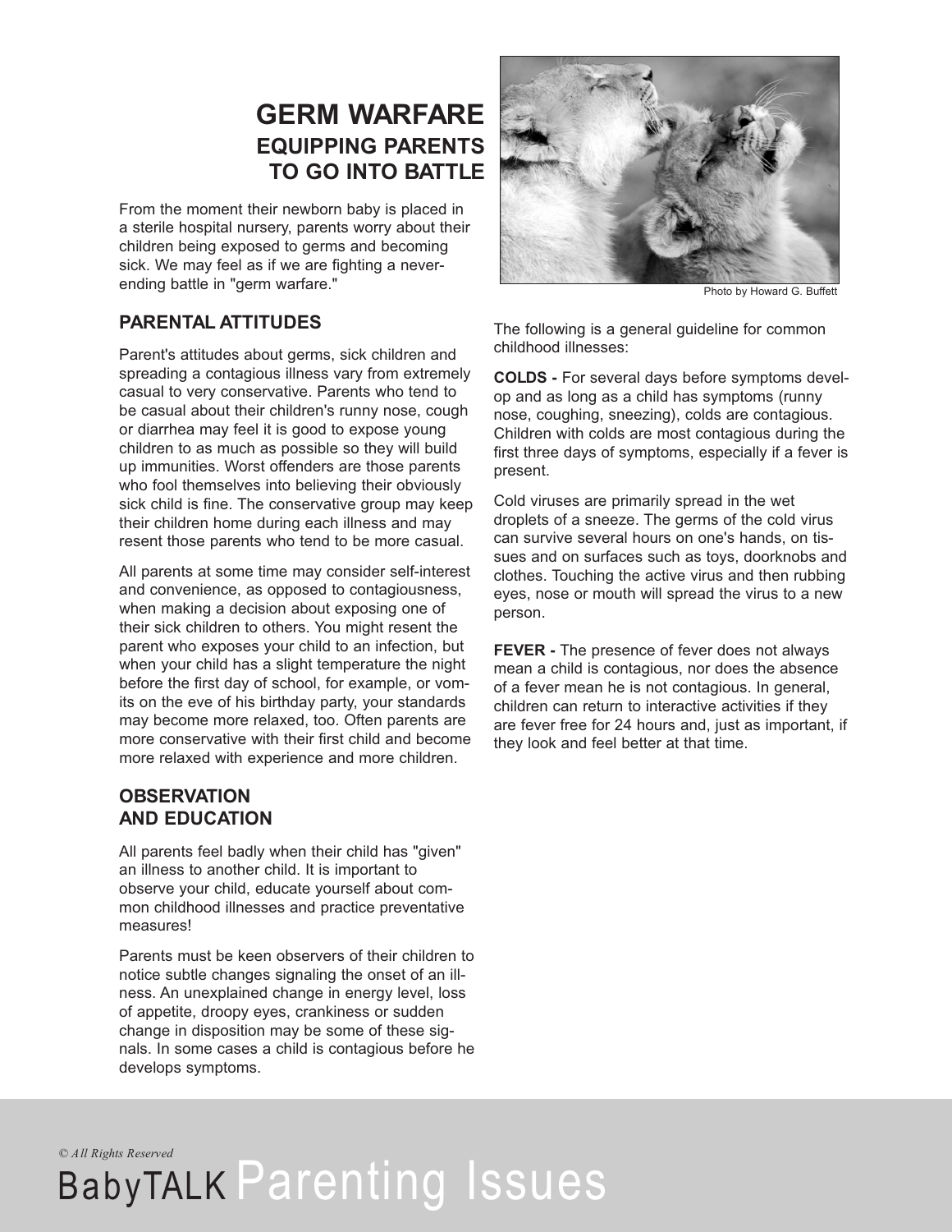# GERM WARFARE

## EQUIPPING PARENTS TO GO INTO BATTLE

From the moment their newborn baby is placed in a sterile hospital nursery, parents worry about their children being exposed to germs and becoming sick. We may feel as if we are fighting a never-ending battle in "germ warfare."

Photo by Howard G. Buffett

### PARENTAL ATTITUDES

Parent's attitudes about germs, sick children and spreading a contagious illness vary from extremely casual to very conservative. Parents who tend to be casual about their children's runny nose, cough or diarrhea may feel it is good to expose young children to as much as possible so they will build up immunities. Worst offenders are those parents who fool themselves into believing their obviously sick child is fine. The conservative group may keep their children home during each illness and may resent those parents who tend to be more casual.

All parents at some time may consider self-interest and convenience, as opposed to contagiousness, when making a decision about exposing one of their sick children to others. You might resent the parent who exposes your child to an infection, but when your child has a slight temperature the night before the first day of school, for example, or vomits on the eve of his birthday party, your standards may become more relaxed, too. Often parents are more conservative with their first child and become more relaxed with experience and more children.

### OBSERVATION AND EDUCATION

All parents feel badly when their child has "given" an illness to another child. It is important to observe your child, educate yourself about common childhood illnesses and practice preventative measures!

Parents must be keen observers of their children to notice subtle changes signaling the onset of an illness. An unexplained change in energy level, loss of appetite, droopy eyes, crankiness or sudden change in disposition may be some of these signals. In some cases a child is contagious before he develops symptoms.

The following is a general guideline for common childhood illnesses:

**COLDS -** For several days before symptoms develop and as long as a child has symptoms (runny nose, coughing, sneezing), colds are contagious. Children with colds are most contagious during the first three days of symptoms, especially if a fever is present.

Cold viruses are primarily spread in the wet droplets of a sneeze. The germs of the cold virus can survive several hours on one's hands, on tissues and on surfaces such as toys, doorknobs and clothes. Touching the active virus and then rubbing eyes, nose or mouth will spread the virus to a new person.

**FEVER -** The presence of fever does not always mean a child is contagious, nor does the absence of a fever mean he is not contagious. In general, children can return to interactive activities if they are fever free for 24 hours and, just as important, if they look and feel better at that time.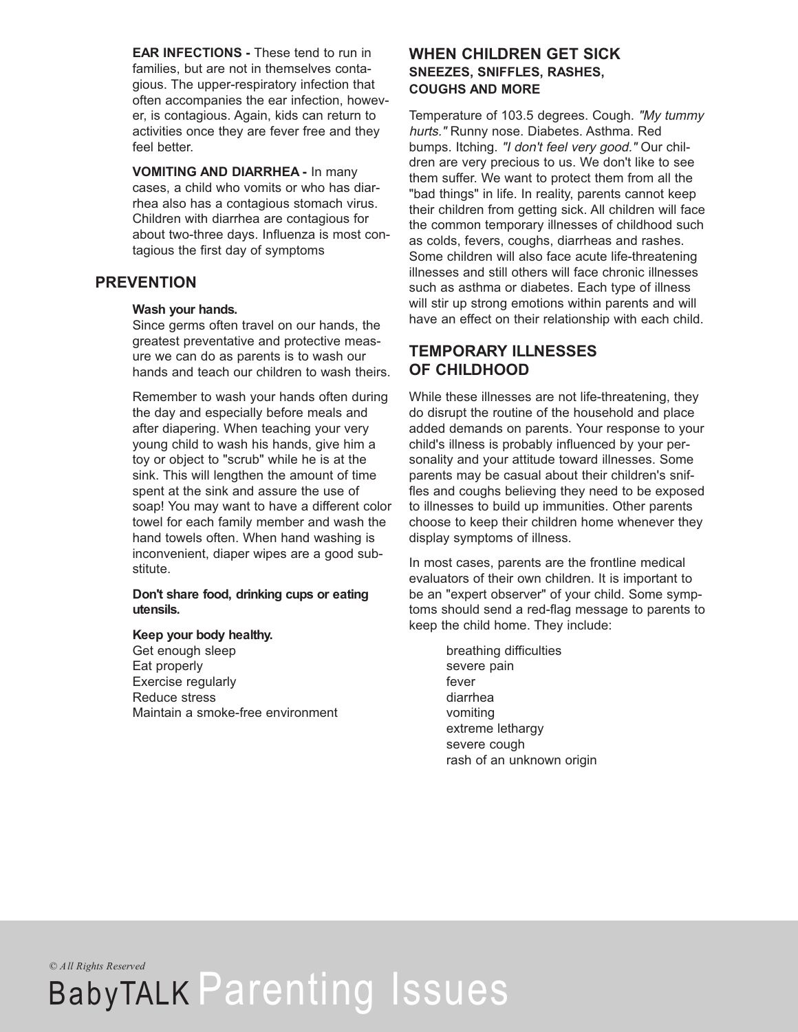**EAR INFECTIONS -** These tend to run in families, but are not in themselves contagious. The upper-respiratory infection that often accompanies the ear infection, however, is contagious. Again, kids can return to activities once they are fever free and they feel better.

**VOMITING AND DIARRHEA -** In many cases, a child who vomits or who has diarrhea also has a contagious stomach virus. Children with diarrhea are contagious for about two-three days. Influenza is most contagious the first day of symptoms

## PREVENTION

**Wash your hands.**
Since germs often travel on our hands, the greatest preventative and protective measure we can do as parents is to wash our hands and teach our children to wash theirs.

Remember to wash your hands often during the day and especially before meals and after diapering. When teaching your very young child to wash his hands, give him a toy or object to "scrub" while he is at the sink. This will lengthen the amount of time spent at the sink and assure the use of soap! You may want to have a different color towel for each family member and wash the hand towels often. When hand washing is inconvenient, diaper wipes are a good substitute.

**Don't share food, drinking cups or eating utensils.**

**Keep your body healthy.**
Get enough sleep
Eat properly
Exercise regularly
Reduce stress
Maintain a smoke-free environment

## WHEN CHILDREN GET SICK

### SNEEZES, SNIFFLES, RASHES, COUGHS AND MORE

Temperature of 103.5 degrees. Cough. *"My tummy hurts."* Runny nose. Diabetes. Asthma. Red bumps. Itching. *"I don't feel very good."* Our children are very precious to us. We don't like to see them suffer. We want to protect them from all the "bad things" in life. In reality, parents cannot keep their children from getting sick. All children will face the common temporary illnesses of childhood such as colds, fevers, coughs, diarrheas and rashes. Some children will also face acute life-threatening illnesses and still others will face chronic illnesses such as asthma or diabetes. Each type of illness will stir up strong emotions within parents and will have an effect on their relationship with each child.

## TEMPORARY ILLNESSES OF CHILDHOOD

While these illnesses are not life-threatening, they do disrupt the routine of the household and place added demands on parents. Your response to your child's illness is probably influenced by your personality and your attitude toward illnesses. Some parents may be casual about their children's sniffles and coughs believing they need to be exposed to illnesses to build up immunities. Other parents choose to keep their children home whenever they display symptoms of illness.

In most cases, parents are the frontline medical evaluators of their own children. It is important to be an "expert observer" of your child. Some symptoms should send a red-flag message to parents to keep the child home. They include:

- breathing difficulties
- severe pain
- fever
- diarrhea
- vomiting
- extreme lethargy
- severe cough
- rash of an unknown origin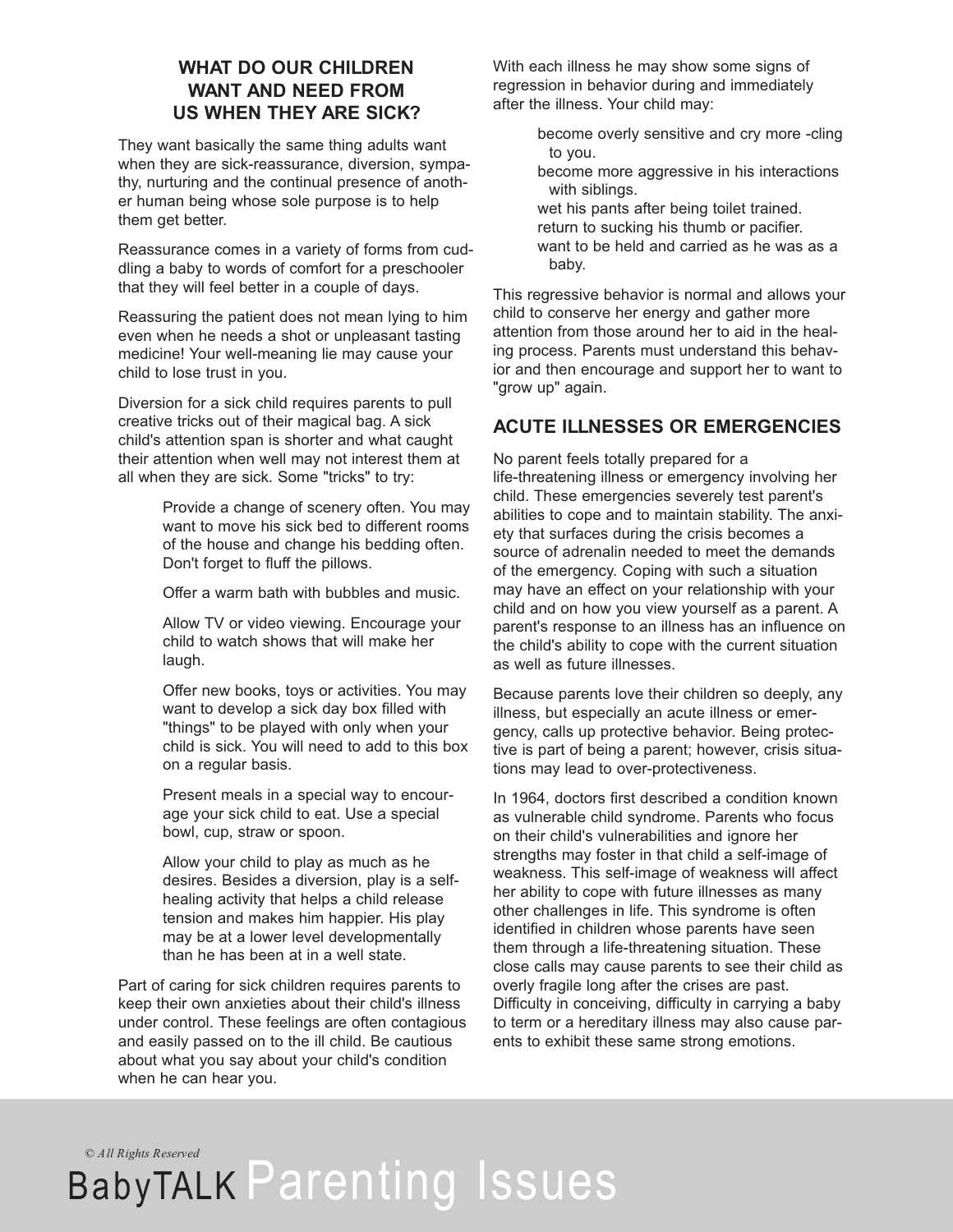## WHAT DO OUR CHILDREN WANT AND NEED FROM US WHEN THEY ARE SICK?

They want basically the same thing adults want when they are sick-reassurance, diversion, sympathy, nurturing and the continual presence of another human being whose sole purpose is to help them get better.

Reassurance comes in a variety of forms from cuddling a baby to words of comfort for a preschooler that they will feel better in a couple of days.

Reassuring the patient does not mean lying to him even when he needs a shot or unpleasant tasting medicine! Your well-meaning lie may cause your child to lose trust in you.

Diversion for a sick child requires parents to pull creative tricks out of their magical bag. A sick child's attention span is shorter and what caught their attention when well may not interest them at all when they are sick. Some "tricks" to try:

Provide a change of scenery often. You may want to move his sick bed to different rooms of the house and change his bedding often. Don't forget to fluff the pillows.

Offer a warm bath with bubbles and music.

Allow TV or video viewing. Encourage your child to watch shows that will make her laugh.

Offer new books, toys or activities. You may want to develop a sick day box filled with "things" to be played with only when your child is sick. You will need to add to this box on a regular basis.

Present meals in a special way to encourage your sick child to eat. Use a special bowl, cup, straw or spoon.

Allow your child to play as much as he desires. Besides a diversion, play is a self-healing activity that helps a child release tension and makes him happier. His play may be at a lower level developmentally than he has been at in a well state.

Part of caring for sick children requires parents to keep their own anxieties about their child's illness under control. These feelings are often contagious and easily passed on to the ill child. Be cautious about what you say about your child's condition when he can hear you.

With each illness he may show some signs of regression in behavior during and immediately after the illness. Your child may:

become overly sensitive and cry more -cling to you.
become more aggressive in his interactions with siblings.
wet his pants after being toilet trained.
return to sucking his thumb or pacifier.
want to be held and carried as he was as a baby.

This regressive behavior is normal and allows your child to conserve her energy and gather more attention from those around her to aid in the healing process. Parents must understand this behavior and then encourage and support her to want to "grow up" again.

## ACUTE ILLNESSES OR EMERGENCIES

No parent feels totally prepared for a life-threatening illness or emergency involving her child. These emergencies severely test parent's abilities to cope and to maintain stability. The anxiety that surfaces during the crisis becomes a source of adrenalin needed to meet the demands of the emergency. Coping with such a situation may have an effect on your relationship with your child and on how you view yourself as a parent. A parent's response to an illness has an influence on the child's ability to cope with the current situation as well as future illnesses.

Because parents love their children so deeply, any illness, but especially an acute illness or emergency, calls up protective behavior. Being protective is part of being a parent; however, crisis situations may lead to over-protectiveness.

In 1964, doctors first described a condition known as vulnerable child syndrome. Parents who focus on their child's vulnerabilities and ignore her strengths may foster in that child a self-image of weakness. This self-image of weakness will affect her ability to cope with future illnesses as many other challenges in life. This syndrome is often identified in children whose parents have seen them through a life-threatening situation. These close calls may cause parents to see their child as overly fragile long after the crises are past. Difficulty in conceiving, difficulty in carrying a baby to term or a hereditary illness may also cause parents to exhibit these same strong emotions.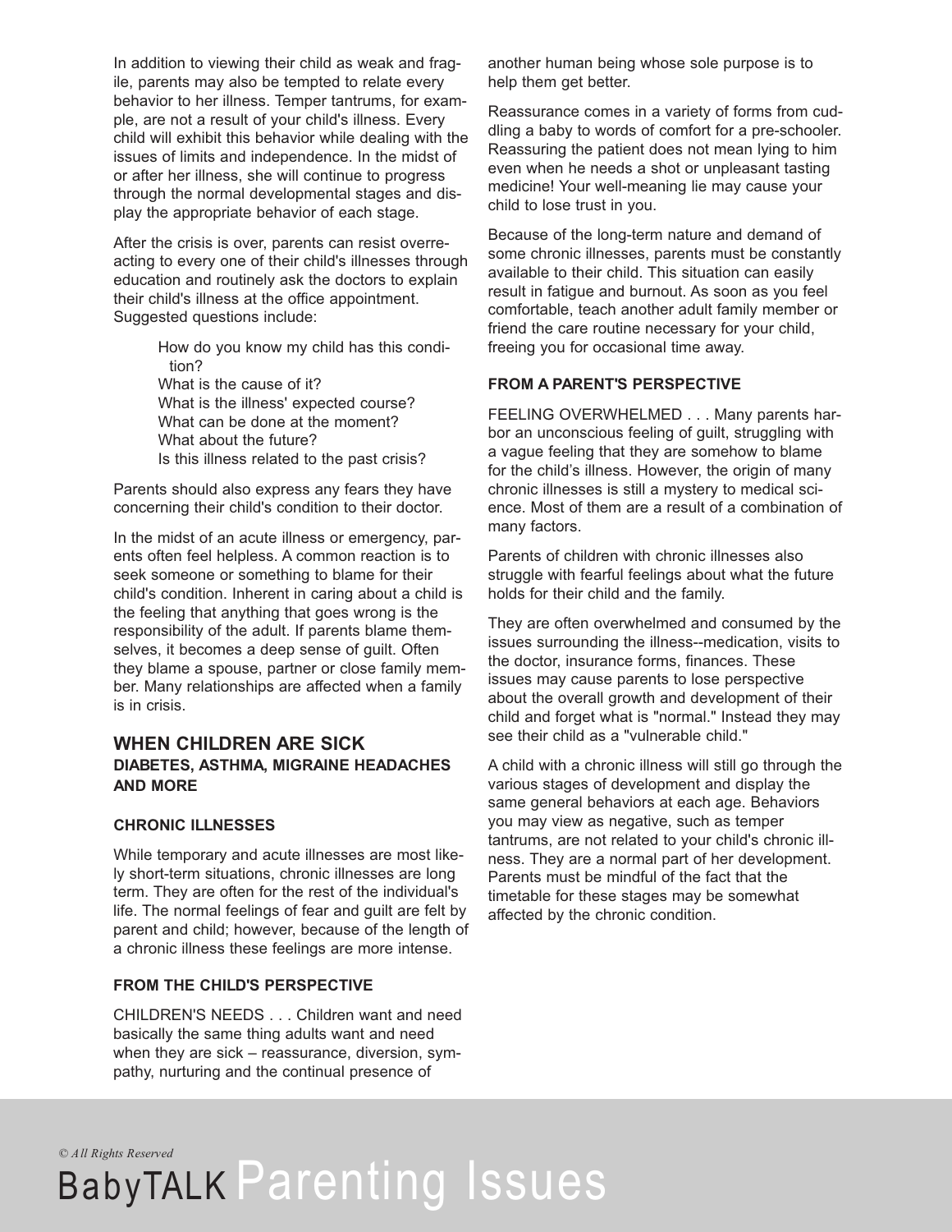In addition to viewing their child as weak and fragile, parents may also be tempted to relate every behavior to her illness. Temper tantrums, for example, are not a result of your child's illness. Every child will exhibit this behavior while dealing with the issues of limits and independence. In the midst of or after her illness, she will continue to progress through the normal developmental stages and display the appropriate behavior of each stage.

After the crisis is over, parents can resist overreacting to every one of their child's illnesses through education and routinely ask the doctors to explain their child's illness at the office appointment. Suggested questions include:

- How do you know my child has this condition?
- What is the cause of it?
- What is the illness' expected course?
- What can be done at the moment?
- What about the future?
- Is this illness related to the past crisis?

Parents should also express any fears they have concerning their child's condition to their doctor.

In the midst of an acute illness or emergency, parents often feel helpless. A common reaction is to seek someone or something to blame for their child's condition. Inherent in caring about a child is the feeling that anything that goes wrong is the responsibility of the adult. If parents blame themselves, it becomes a deep sense of guilt. Often they blame a spouse, partner or close family member. Many relationships are affected when a family is in crisis.

## WHEN CHILDREN ARE SICK

### DIABETES, ASTHMA, MIGRAINE HEADACHES AND MORE

#### CHRONIC ILLNESSES

While temporary and acute illnesses are most likely short-term situations, chronic illnesses are long term. They are often for the rest of the individual's life. The normal feelings of fear and guilt are felt by parent and child; however, because of the length of a chronic illness these feelings are more intense.

#### FROM THE CHILD'S PERSPECTIVE

CHILDREN'S NEEDS . . . Children want and need basically the same thing adults want and need when they are sick – reassurance, diversion, sympathy, nurturing and the continual presence of another human being whose sole purpose is to help them get better.

Reassurance comes in a variety of forms from cuddling a baby to words of comfort for a pre-schooler. Reassuring the patient does not mean lying to him even when he needs a shot or unpleasant tasting medicine! Your well-meaning lie may cause your child to lose trust in you.

Because of the long-term nature and demand of some chronic illnesses, parents must be constantly available to their child. This situation can easily result in fatigue and burnout. As soon as you feel comfortable, teach another adult family member or friend the care routine necessary for your child, freeing you for occasional time away.

#### FROM A PARENT'S PERSPECTIVE

FEELING OVERWHELMED . . . Many parents harbor an unconscious feeling of guilt, struggling with a vague feeling that they are somehow to blame for the child's illness. However, the origin of many chronic illnesses is still a mystery to medical science. Most of them are a result of a combination of many factors.

Parents of children with chronic illnesses also struggle with fearful feelings about what the future holds for their child and the family.

They are often overwhelmed and consumed by the issues surrounding the illness--medication, visits to the doctor, insurance forms, finances. These issues may cause parents to lose perspective about the overall growth and development of their child and forget what is "normal." Instead they may see their child as a "vulnerable child."

A child with a chronic illness will still go through the various stages of development and display the same general behaviors at each age. Behaviors you may view as negative, such as temper tantrums, are not related to your child's chronic illness. They are a normal part of her development. Parents must be mindful of the fact that the timetable for these stages may be somewhat affected by the chronic condition.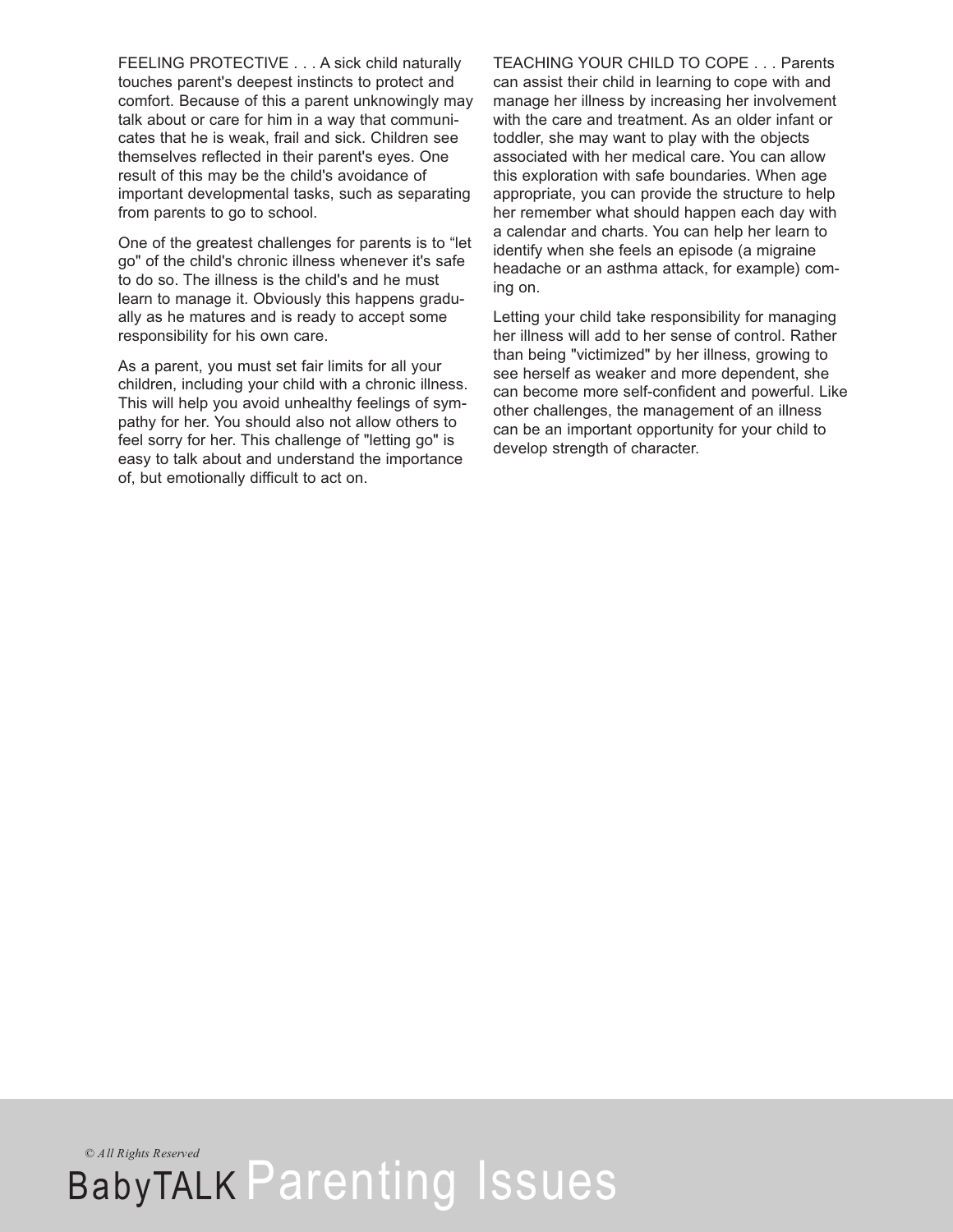FEELING PROTECTIVE . . . A sick child naturally touches parent's deepest instincts to protect and comfort. Because of this a parent unknowingly may talk about or care for him in a way that communicates that he is weak, frail and sick. Children see themselves reflected in their parent's eyes. One result of this may be the child's avoidance of important developmental tasks, such as separating from parents to go to school.

One of the greatest challenges for parents is to "let go" of the child's chronic illness whenever it's safe to do so. The illness is the child's and he must learn to manage it. Obviously this happens gradually as he matures and is ready to accept some responsibility for his own care.

As a parent, you must set fair limits for all your children, including your child with a chronic illness. This will help you avoid unhealthy feelings of sympathy for her. You should also not allow others to feel sorry for her. This challenge of "letting go" is easy to talk about and understand the importance of, but emotionally difficult to act on.

TEACHING YOUR CHILD TO COPE . . . Parents can assist their child in learning to cope with and manage her illness by increasing her involvement with the care and treatment. As an older infant or toddler, she may want to play with the objects associated with her medical care. You can allow this exploration with safe boundaries. When age appropriate, you can provide the structure to help her remember what should happen each day with a calendar and charts. You can help her learn to identify when she feels an episode (a migraine headache or an asthma attack, for example) coming on.

Letting your child take responsibility for managing her illness will add to her sense of control. Rather than being "victimized" by her illness, growing to see herself as weaker and more dependent, she can become more self-confident and powerful. Like other challenges, the management of an illness can be an important opportunity for your child to develop strength of character.